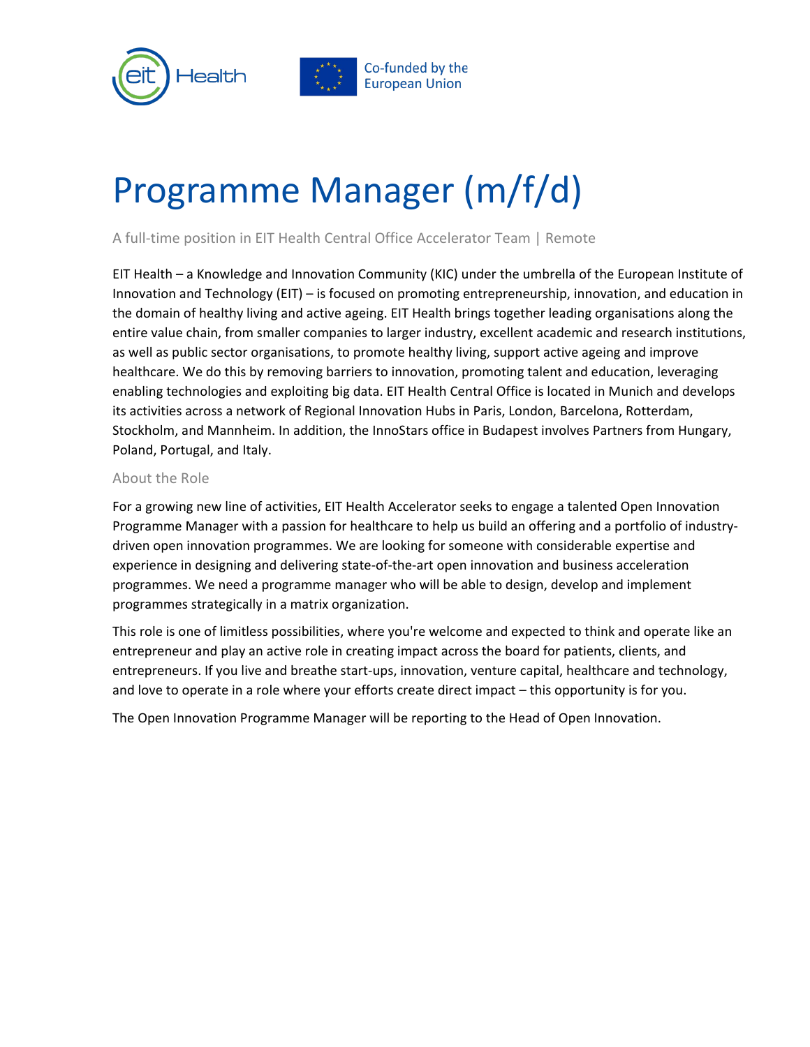# Programme Manager (m/f/d)

A full-time position in EIT Health Central Office Accelerator Team | Remote

EIT Health – a Knowledge and Innovation Community (KIC) under the umbrella of the European Institute of Innovation and Technology (EIT) – is focused on promoting entrepreneurship, innovation, and education in the domain of healthy living and active ageing. EIT Health brings together leading organisations along the entire value chain, from smaller companies to larger industry, excellent academic and research institutions, as well as public sector organisations, to promote healthy living, support active ageing and improve healthcare. We do this by removing barriers to innovation, promoting talent and education, leveraging enabling technologies and exploiting big data. EIT Health Central Office is located in Munich and develops its activities across a network of Regional Innovation Hubs in Paris, London, Barcelona, Rotterdam, Stockholm, and Mannheim. In addition, the InnoStars office in Budapest involves Partners from Hungary, Poland, Portugal, and Italy.

## About the Role

For a growing new line of activities, EIT Health Accelerator seeks to engage a talented Open Innovation Programme Manager with a passion for healthcare to help us build an offering and a portfolio of industry-driven open innovation programmes. We are looking for someone with considerable expertise and experience in designing and delivering state-of-the-art open innovation and business acceleration programmes. We need a programme manager who will be able to design, develop and implement programmes strategically in a matrix organization.

This role is one of limitless possibilities, where you're welcome and expected to think and operate like an entrepreneur and play an active role in creating impact across the board for patients, clients, and entrepreneurs. If you live and breathe start-ups, innovation, venture capital, healthcare and technology, and love to operate in a role where your efforts create direct impact – this opportunity is for you.

The Open Innovation Programme Manager will be reporting to the Head of Open Innovation.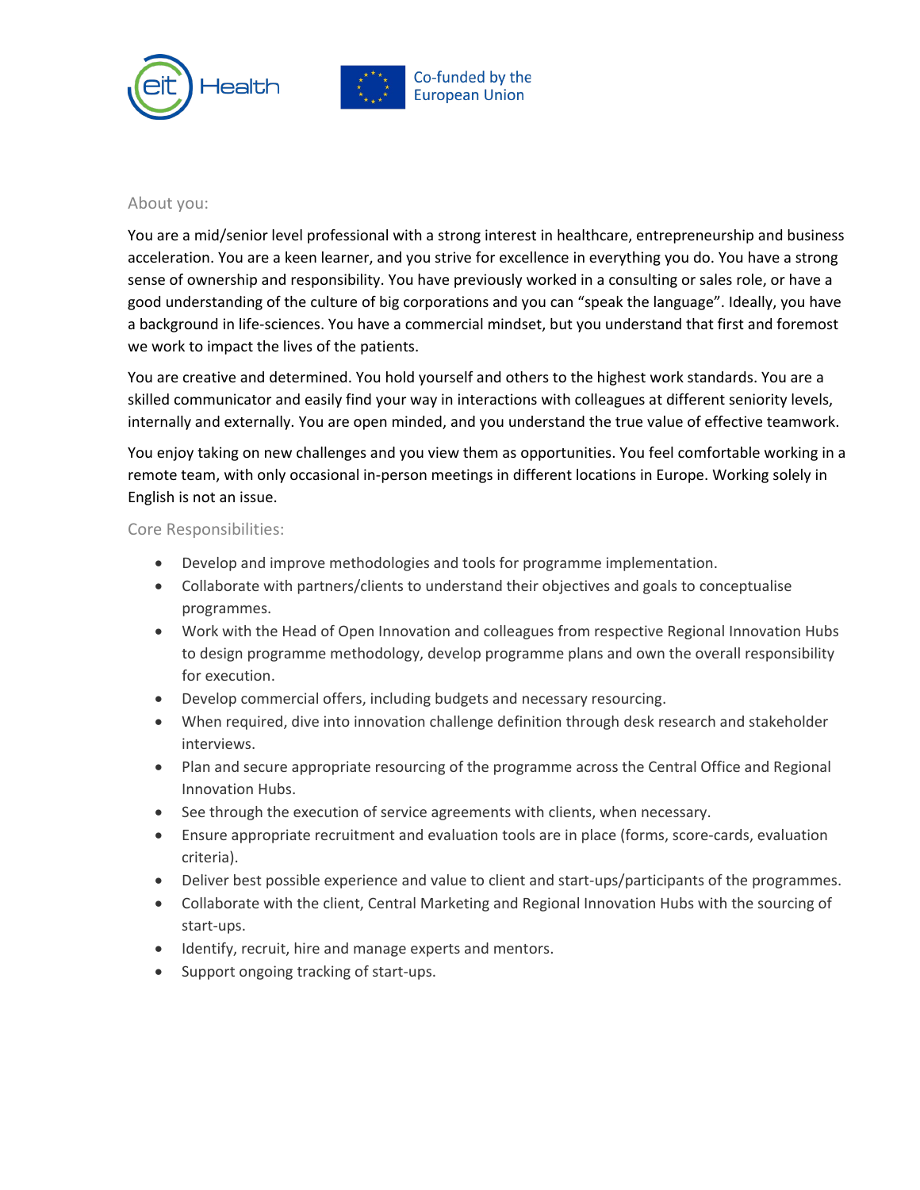## About you:

You are a mid/senior level professional with a strong interest in healthcare, entrepreneurship and business acceleration. You are a keen learner, and you strive for excellence in everything you do. You have a strong sense of ownership and responsibility. You have previously worked in a consulting or sales role, or have a good understanding of the culture of big corporations and you can "speak the language". Ideally, you have a background in life-sciences. You have a commercial mindset, but you understand that first and foremost we work to impact the lives of the patients.

You are creative and determined. You hold yourself and others to the highest work standards. You are a skilled communicator and easily find your way in interactions with colleagues at different seniority levels, internally and externally. You are open minded, and you understand the true value of effective teamwork.

You enjoy taking on new challenges and you view them as opportunities. You feel comfortable working in a remote team, with only occasional in-person meetings in different locations in Europe. Working solely in English is not an issue.

## Core Responsibilities:

- Develop and improve methodologies and tools for programme implementation.
- Collaborate with partners/clients to understand their objectives and goals to conceptualise programmes.
- Work with the Head of Open Innovation and colleagues from respective Regional Innovation Hubs to design programme methodology, develop programme plans and own the overall responsibility for execution.
- Develop commercial offers, including budgets and necessary resourcing.
- When required, dive into innovation challenge definition through desk research and stakeholder interviews.
- Plan and secure appropriate resourcing of the programme across the Central Office and Regional Innovation Hubs.
- See through the execution of service agreements with clients, when necessary.
- Ensure appropriate recruitment and evaluation tools are in place (forms, score-cards, evaluation criteria).
- Deliver best possible experience and value to client and start-ups/participants of the programmes.
- Collaborate with the client, Central Marketing and Regional Innovation Hubs with the sourcing of start-ups.
- Identify, recruit, hire and manage experts and mentors.
- Support ongoing tracking of start-ups.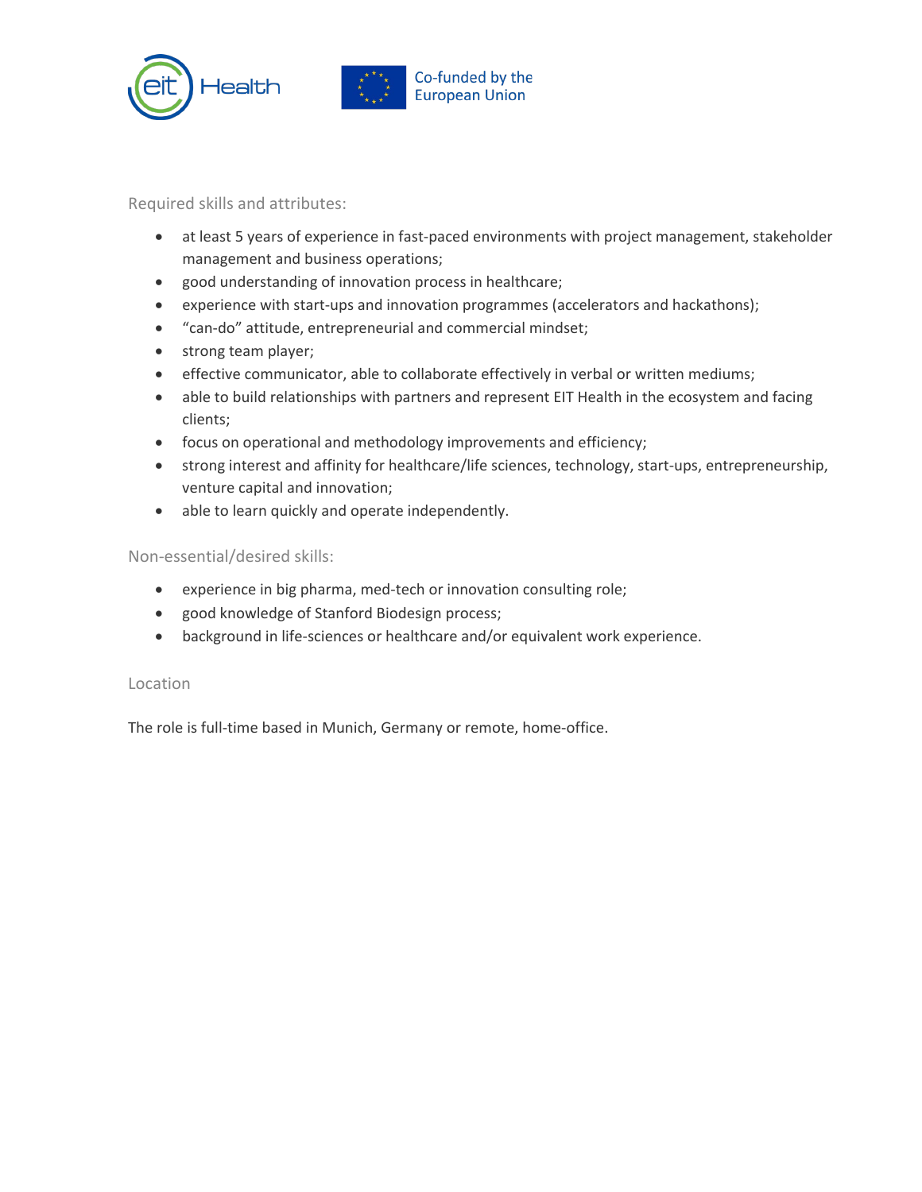Required skills and attributes:

- at least 5 years of experience in fast-paced environments with project management, stakeholder management and business operations;
- good understanding of innovation process in healthcare;
- experience with start-ups and innovation programmes (accelerators and hackathons);
- “can-do” attitude, entrepreneurial and commercial mindset;
- strong team player;
- effective communicator, able to collaborate effectively in verbal or written mediums;
- able to build relationships with partners and represent EIT Health in the ecosystem and facing clients;
- focus on operational and methodology improvements and efficiency;
- strong interest and affinity for healthcare/life sciences, technology, start-ups, entrepreneurship, venture capital and innovation;
- able to learn quickly and operate independently.

Non-essential/desired skills:

- experience in big pharma, med-tech or innovation consulting role;
- good knowledge of Stanford Biodesign process;
- background in life-sciences or healthcare and/or equivalent work experience.

Location

The role is full-time based in Munich, Germany or remote, home-office.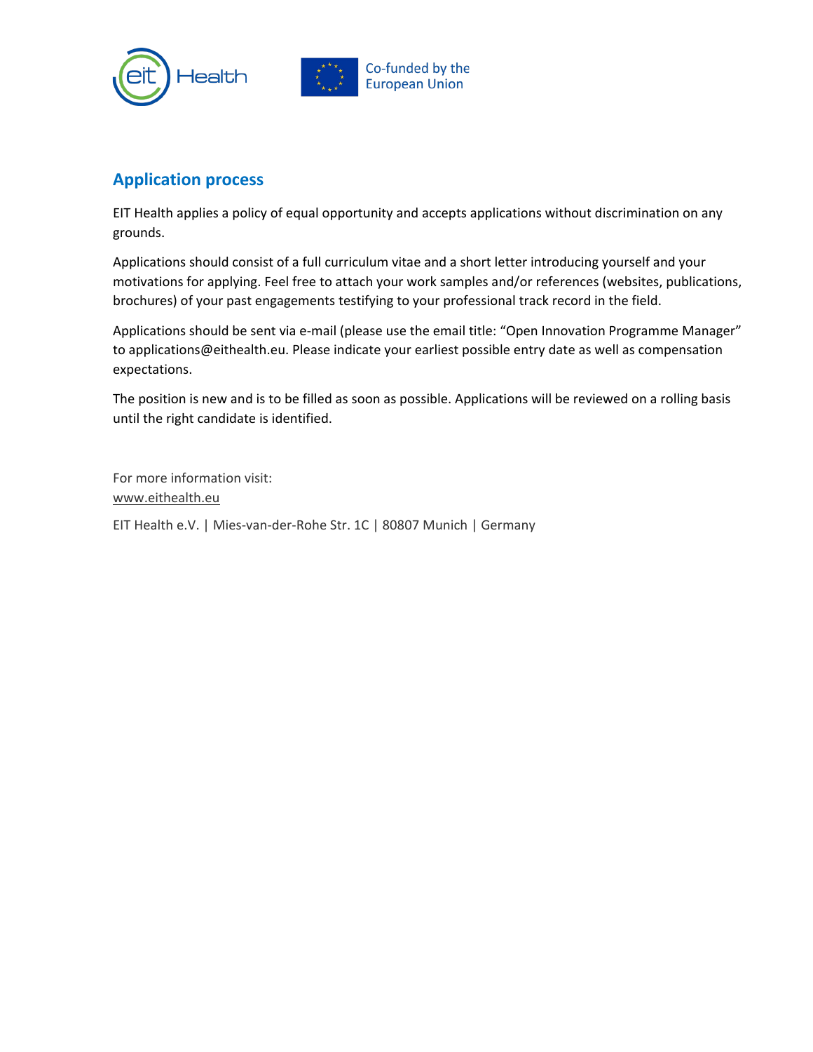## Application process

EIT Health applies a policy of equal opportunity and accepts applications without discrimination on any grounds.

Applications should consist of a full curriculum vitae and a short letter introducing yourself and your motivations for applying. Feel free to attach your work samples and/or references (websites, publications, brochures) of your past engagements testifying to your professional track record in the field.

Applications should be sent via e-mail (please use the email title: "Open Innovation Programme Manager" to applications@eithealth.eu. Please indicate your earliest possible entry date as well as compensation expectations.

The position is new and is to be filled as soon as possible. Applications will be reviewed on a rolling basis until the right candidate is identified.

For more information visit:
www.eithealth.eu

EIT Health e.V. | Mies-van-der-Rohe Str. 1C | 80807 Munich | Germany